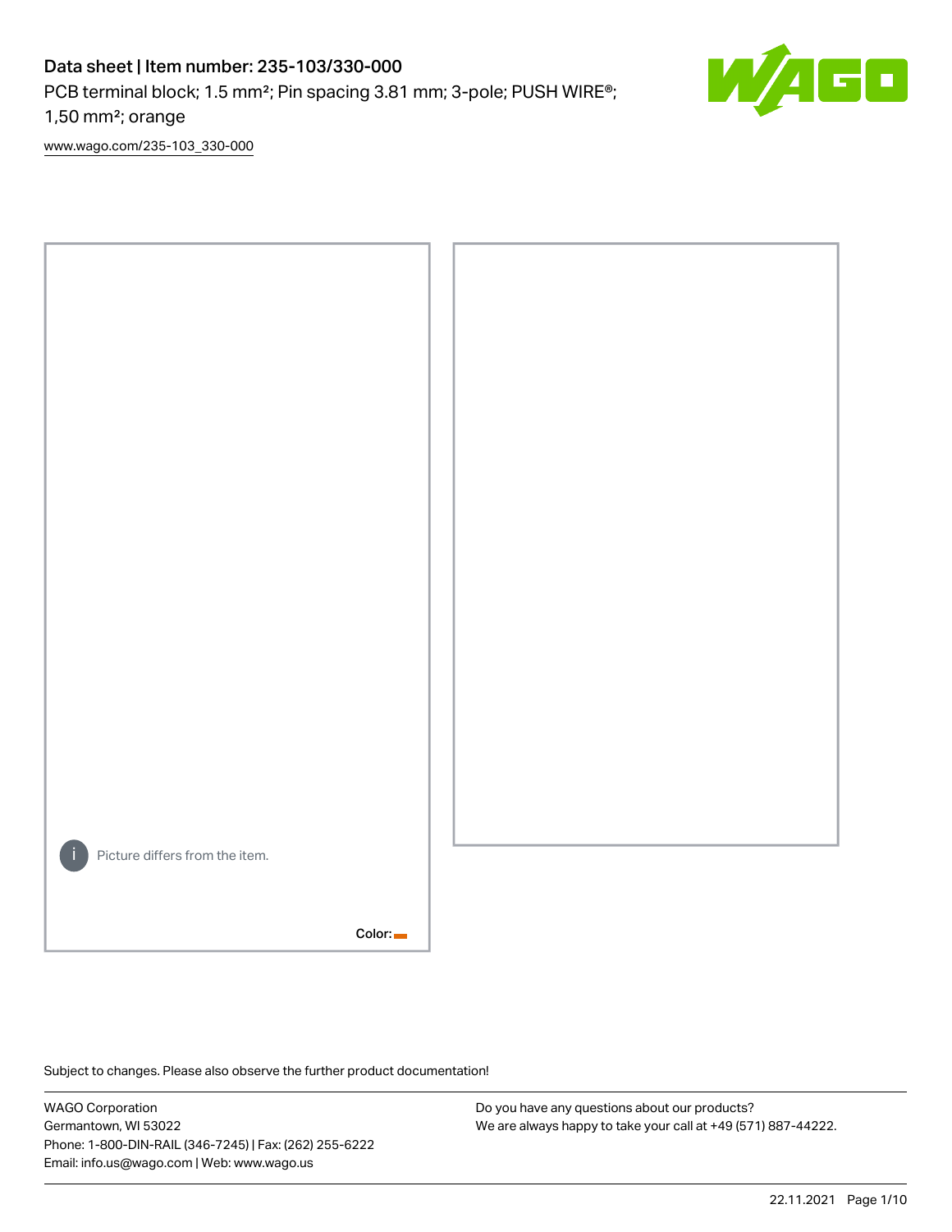# Data sheet | Item number: 235-103/330-000

PCB terminal block; 1.5 mm²; Pin spacing 3.81 mm; 3-pole; PUSH WIRE®; 1,50 mm²; orange

www.wago.com/235-103_330-000

Picture differs from the item.

Color:

Subject to changes. Please also observe the further product documentation!

WAGO Corporation
Germantown, WI 53022
Phone: 1-800-DIN-RAIL (346-7245) | Fax: (262) 255-6222
Email: info.us@wago.com | Web: www.wago.us

Do you have any questions about our products?
We are always happy to take your call at +49 (571) 887-44222.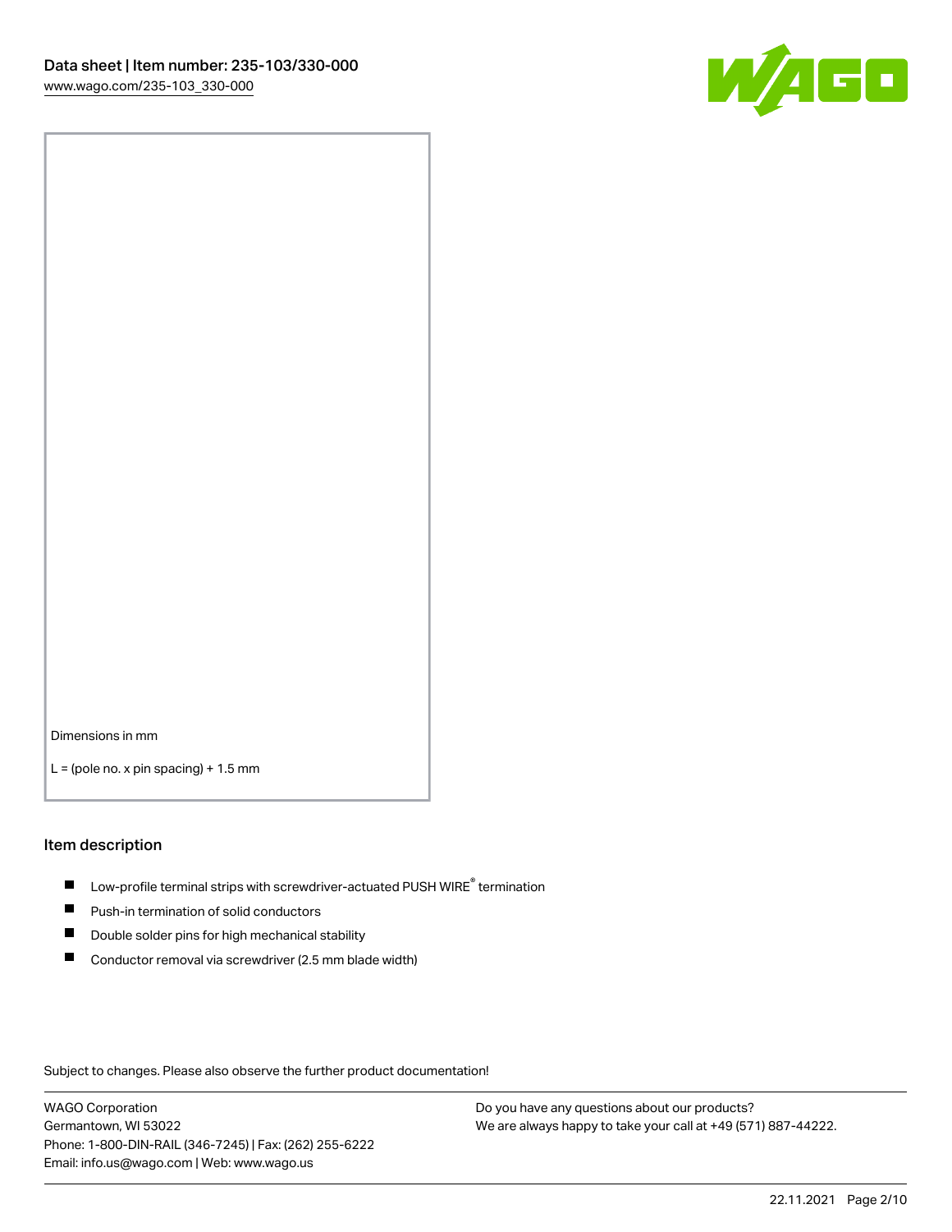Dimensions in mm

L = (pole no. x pin spacing) + 1.5 mm

## Item description

- Low-profile terminal strips with screwdriver-actuated PUSH WIRE® termination
- Push-in termination of solid conductors
- Double solder pins for high mechanical stability
- Conductor removal via screwdriver (2.5 mm blade width)

Subject to changes. Please also observe the further product documentation!

WAGO Corporation
Germantown, WI 53022
Phone: 1-800-DIN-RAIL (346-7245) | Fax: (262) 255-6222
Email: info.us@wago.com | Web: www.wago.us

Do you have any questions about our products?
We are always happy to take your call at +49 (571) 887-44222.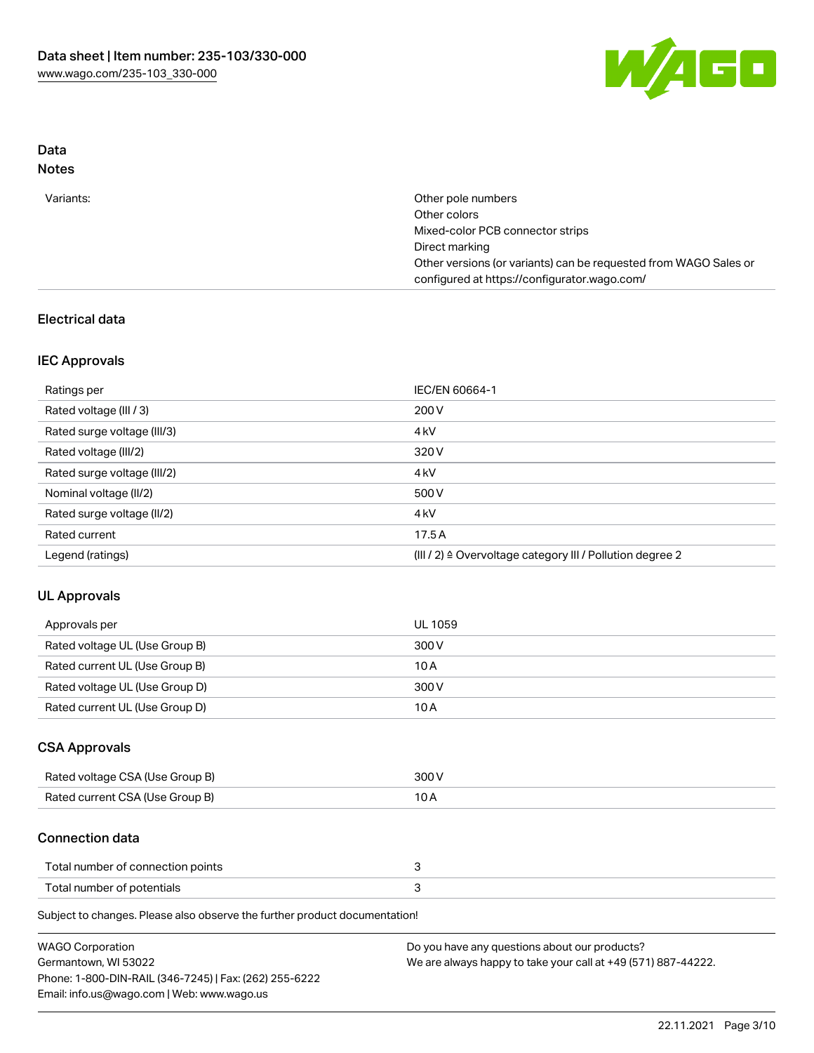## Data

### Notes

| | |
|---|---|
| Variants: | Other pole numbers<br>Other colors<br>Mixed-color PCB connector strips<br>Direct marking<br>Other versions (or variants) can be requested from WAGO Sales or configured at https://configurator.wago.com/ |

## Electrical data

### IEC Approvals

| | |
|---|---|
| Ratings per | IEC/EN 60664-1 |
| Rated voltage (III / 3) | 200 V |
| Rated surge voltage (III/3) | 4 kV |
| Rated voltage (III/2) | 320 V |
| Rated surge voltage (III/2) | 4 kV |
| Nominal voltage (II/2) | 500 V |
| Rated surge voltage (II/2) | 4 kV |
| Rated current | 17.5 A |
| Legend (ratings) | (III / 2) ≙ Overvoltage category III / Pollution degree 2 |

### UL Approvals

| | |
|---|---|
| Approvals per | UL 1059 |
| Rated voltage UL (Use Group B) | 300 V |
| Rated current UL (Use Group B) | 10 A |
| Rated voltage UL (Use Group D) | 300 V |
| Rated current UL (Use Group D) | 10 A |

### CSA Approvals

| | |
|---|---|
| Rated voltage CSA (Use Group B) | 300 V |
| Rated current CSA (Use Group B) | 10 A |

### Connection data

| | |
|---|---|
| Total number of connection points | 3 |
| Total number of potentials | 3 |

Subject to changes. Please also observe the further product documentation!

WAGO Corporation
Germantown, WI 53022
Phone: 1-800-DIN-RAIL (346-7245) | Fax: (262) 255-6222
Email: info.us@wago.com | Web: www.wago.us

Do you have any questions about our products?
We are always happy to take your call at +49 (571) 887-44222.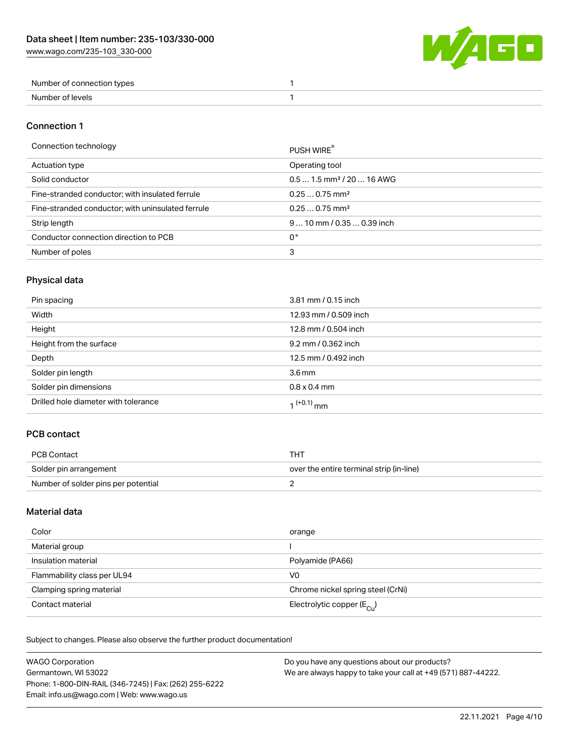| Number of connection types | 1 |
| --- | --- |
| Number of levels | 1 |

## Connection 1

| Connection technology | PUSH WIRE® |
| --- | --- |
| Actuation type | Operating tool |
| Solid conductor | 0.5 … 1.5 mm² / 20 … 16 AWG |
| Fine-stranded conductor; with insulated ferrule | 0.25 … 0.75 mm² |
| Fine-stranded conductor; with uninsulated ferrule | 0.25 … 0.75 mm² |
| Strip length | 9 … 10 mm / 0.35 … 0.39 inch |
| Conductor connection direction to PCB | 0 ° |
| Number of poles | 3 |

## Physical data

| Pin spacing | 3.81 mm / 0.15 inch |
| --- | --- |
| Width | 12.93 mm / 0.509 inch |
| Height | 12.8 mm / 0.504 inch |
| Height from the surface | 9.2 mm / 0.362 inch |
| Depth | 12.5 mm / 0.492 inch |
| Solder pin length | 3.6 mm |
| Solder pin dimensions | 0.8 x 0.4 mm |
| Drilled hole diameter with tolerance | $1^{(+0.1)}$ mm |

## PCB contact

| PCB Contact | THT |
| --- | --- |
| Solder pin arrangement | over the entire terminal strip (in-line) |
| Number of solder pins per potential | 2 |

## Material data

| Color | orange |
| --- | --- |
| Material group | I |
| Insulation material | Polyamide (PA66) |
| Flammability class per UL94 | V0 |
| Clamping spring material | Chrome nickel spring steel (CrNi) |
| Contact material | Electrolytic copper ($E_{Cu}$) |

Subject to changes. Please also observe the further product documentation!

WAGO Corporation
Germantown, WI 53022
Phone: 1-800-DIN-RAIL (346-7245) | Fax: (262) 255-6222
Email: info.us@wago.com | Web: www.wago.us

Do you have any questions about our products?
We are always happy to take your call at +49 (571) 887-44222.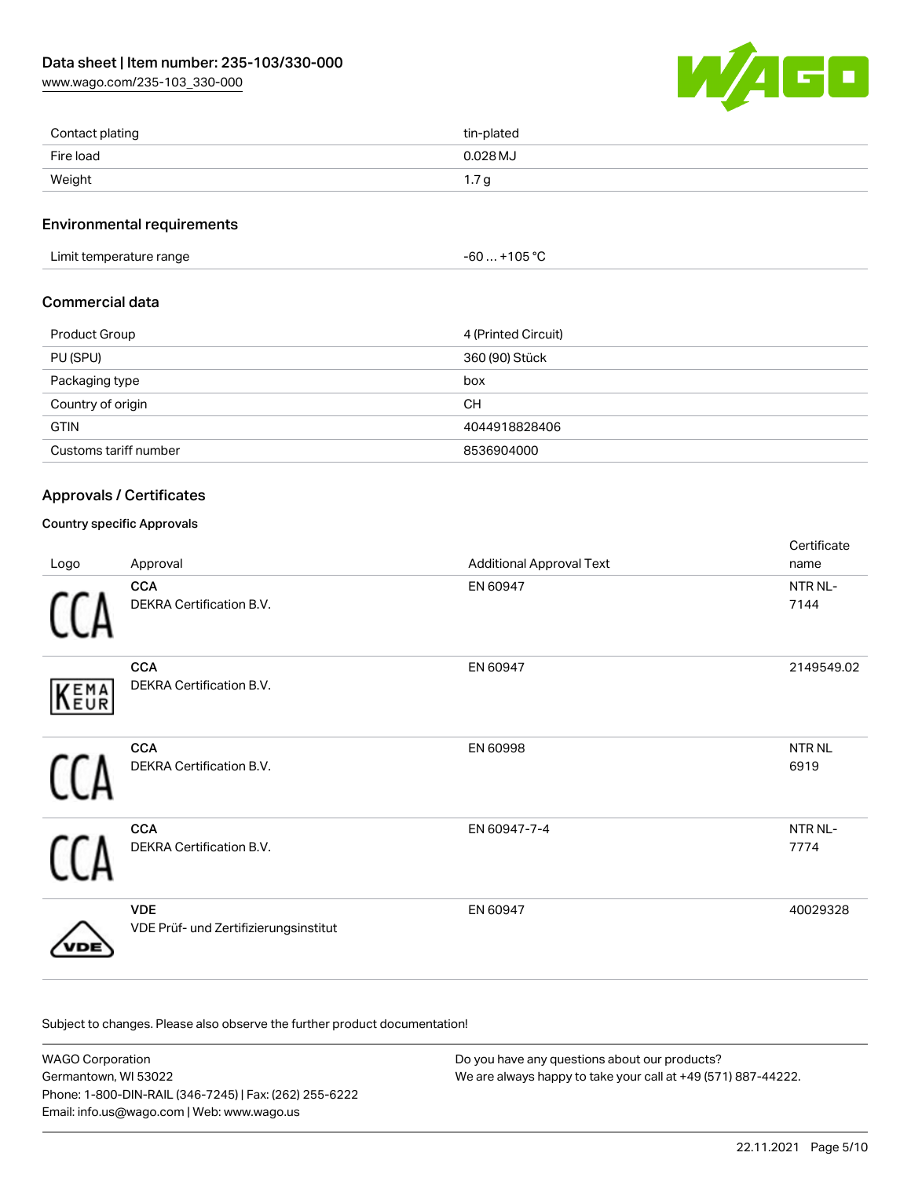| | |
|---|---|
| Contact plating | tin-plated |
| Fire load | 0.028 MJ |
| Weight | 1.7 g |

## Environmental requirements

| | |
|---|---|
| Limit temperature range | -60 … +105 °C |

## Commercial data

| | |
|---|---|
| Product Group | 4 (Printed Circuit) |
| PU (SPU) | 360 (90) Stück |
| Packaging type | box |
| Country of origin | CH |
| GTIN | 4044918828406 |
| Customs tariff number | 8536904000 |

## Approvals / Certificates

### Country specific Approvals

| Logo | Approval | Additional Approval Text | Certificate name |
|---|---|---|---|
| | **CCA** DEKRA Certification B.V. | EN 60947 | NTR NL-7144 |
| | **CCA** DEKRA Certification B.V. | EN 60947 | 2149549.02 |
| | **CCA** DEKRA Certification B.V. | EN 60998 | NTR NL 6919 |
| | **CCA** DEKRA Certification B.V. | EN 60947-7-4 | NTR NL-7774 |
| | **VDE** VDE Prüf- und Zertifizierungsinstitut | EN 60947 | 40029328 |

Subject to changes. Please also observe the further product documentation!

WAGO Corporation
Germantown, WI 53022
Phone: 1-800-DIN-RAIL (346-7245) | Fax: (262) 255-6222
Email: info.us@wago.com | Web: www.wago.us

Do you have any questions about our products?
We are always happy to take your call at +49 (571) 887-44222.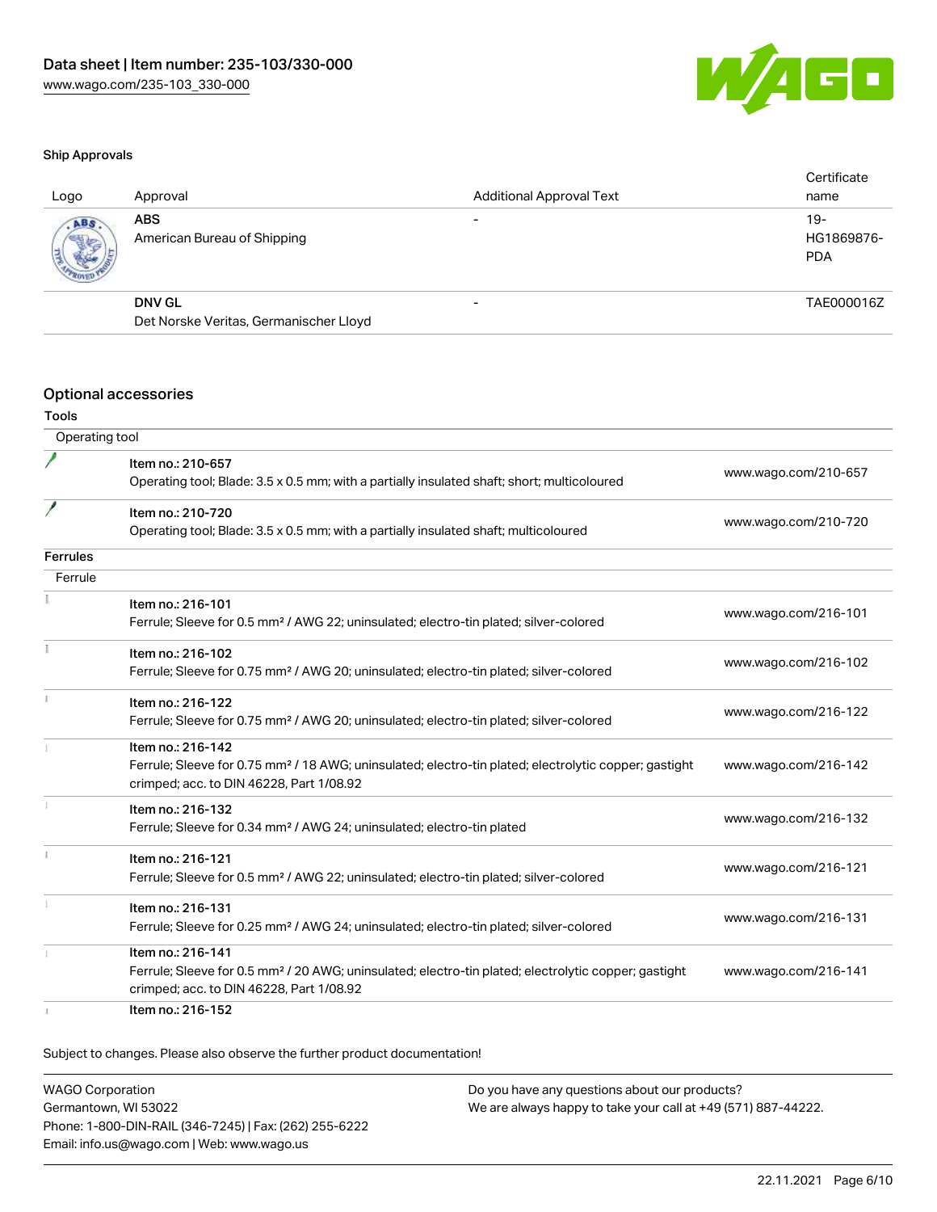### Ship Approvals

| Logo | Approval | Additional Approval Text | Certificate name |
|---|---|---|---|
| | **ABS**<br>American Bureau of Shipping | - | 19-HG1869876-PDA |
| | **DNV GL**<br>Det Norske Veritas, Germanischer Lloyd | - | TAE000016Z |

## Optional accessories

### Tools

| Operating tool | | |
|---|---|---|
| | Item no.: 210-657<br>Operating tool; Blade: 3.5 x 0.5 mm; with a partially insulated shaft; short; multicoloured | www.wago.com/210-657 |
| | Item no.: 210-720<br>Operating tool; Blade: 3.5 x 0.5 mm; with a partially insulated shaft; multicoloured | www.wago.com/210-720 |

### Ferrules

| Ferrule | | |
|---|---|---|
| | Item no.: 216-101<br>Ferrule; Sleeve for 0.5 mm² / AWG 22; uninsulated; electro-tin plated; silver-colored | www.wago.com/216-101 |
| | Item no.: 216-102<br>Ferrule; Sleeve for 0.75 mm² / AWG 20; uninsulated; electro-tin plated; silver-colored | www.wago.com/216-102 |
| | Item no.: 216-122<br>Ferrule; Sleeve for 0.75 mm² / AWG 20; uninsulated; electro-tin plated; silver-colored | www.wago.com/216-122 |
| | Item no.: 216-142<br>Ferrule; Sleeve for 0.75 mm² / 18 AWG; uninsulated; electro-tin plated; electrolytic copper; gastight crimped; acc. to DIN 46228, Part 1/08.92 | www.wago.com/216-142 |
| | Item no.: 216-132<br>Ferrule; Sleeve for 0.34 mm² / AWG 24; uninsulated; electro-tin plated | www.wago.com/216-132 |
| | Item no.: 216-121<br>Ferrule; Sleeve for 0.5 mm² / AWG 22; uninsulated; electro-tin plated; silver-colored | www.wago.com/216-121 |
| | Item no.: 216-131<br>Ferrule; Sleeve for 0.25 mm² / AWG 24; uninsulated; electro-tin plated; silver-colored | www.wago.com/216-131 |
| | Item no.: 216-141<br>Ferrule; Sleeve for 0.5 mm² / 20 AWG; uninsulated; electro-tin plated; electrolytic copper; gastight crimped; acc. to DIN 46228, Part 1/08.92 | www.wago.com/216-141 |
| | Item no.: 216-152 | |

Subject to changes. Please also observe the further product documentation!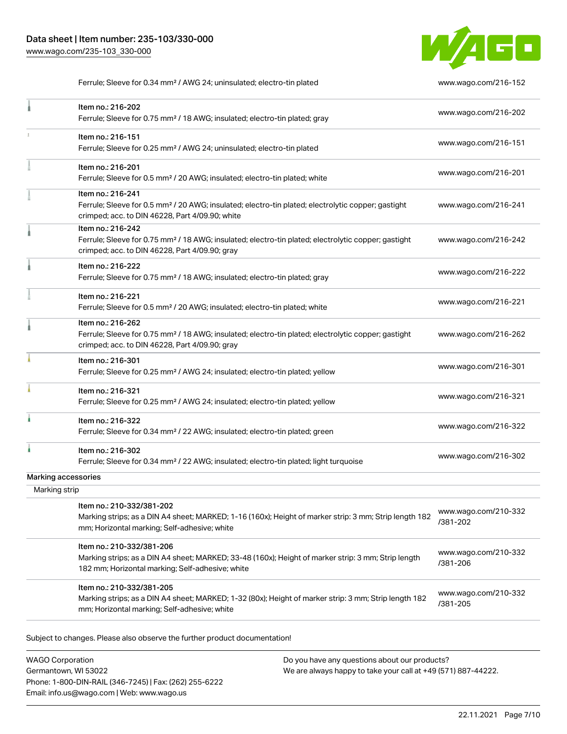| | | |
|---|---|---|
| | Ferrule; Sleeve for 0.34 mm² / AWG 24; uninsulated; electro-tin plated | www.wago.com/216-152 |
| | Item no.: 216-202<br>Ferrule; Sleeve for 0.75 mm² / 18 AWG; insulated; electro-tin plated; gray | www.wago.com/216-202 |
| | Item no.: 216-151<br>Ferrule; Sleeve for 0.25 mm² / AWG 24; uninsulated; electro-tin plated | www.wago.com/216-151 |
| | Item no.: 216-201<br>Ferrule; Sleeve for 0.5 mm² / 20 AWG; insulated; electro-tin plated; white | www.wago.com/216-201 |
| | Item no.: 216-241<br>Ferrule; Sleeve for 0.5 mm² / 20 AWG; insulated; electro-tin plated; electrolytic copper; gastight crimped; acc. to DIN 46228, Part 4/09.90; white | www.wago.com/216-241 |
| | Item no.: 216-242<br>Ferrule; Sleeve for 0.75 mm² / 18 AWG; insulated; electro-tin plated; electrolytic copper; gastight crimped; acc. to DIN 46228, Part 4/09.90; gray | www.wago.com/216-242 |
| | Item no.: 216-222<br>Ferrule; Sleeve for 0.75 mm² / 18 AWG; insulated; electro-tin plated; gray | www.wago.com/216-222 |
| | Item no.: 216-221<br>Ferrule; Sleeve for 0.5 mm² / 20 AWG; insulated; electro-tin plated; white | www.wago.com/216-221 |
| | Item no.: 216-262<br>Ferrule; Sleeve for 0.75 mm² / 18 AWG; insulated; electro-tin plated; electrolytic copper; gastight crimped; acc. to DIN 46228, Part 4/09.90; gray | www.wago.com/216-262 |
| | Item no.: 216-301<br>Ferrule; Sleeve for 0.25 mm² / AWG 24; insulated; electro-tin plated; yellow | www.wago.com/216-301 |
| | Item no.: 216-321<br>Ferrule; Sleeve for 0.25 mm² / AWG 24; insulated; electro-tin plated; yellow | www.wago.com/216-321 |
| | Item no.: 216-322<br>Ferrule; Sleeve for 0.34 mm² / 22 AWG; insulated; electro-tin plated; green | www.wago.com/216-322 |
| | Item no.: 216-302<br>Ferrule; Sleeve for 0.34 mm² / 22 AWG; insulated; electro-tin plated; light turquoise | www.wago.com/216-302 |
| **Marking accessories** | | |
| Marking strip | | |
| | Item no.: 210-332/381-202<br>Marking strips; as a DIN A4 sheet; MARKED; 1-16 (160x); Height of marker strip: 3 mm; Strip length 182 mm; Horizontal marking; Self-adhesive; white | www.wago.com/210-332/381-202 |
| | Item no.: 210-332/381-206<br>Marking strips; as a DIN A4 sheet; MARKED; 33-48 (160x); Height of marker strip: 3 mm; Strip length 182 mm; Horizontal marking; Self-adhesive; white | www.wago.com/210-332/381-206 |
| | Item no.: 210-332/381-205<br>Marking strips; as a DIN A4 sheet; MARKED; 1-32 (80x); Height of marker strip: 3 mm; Strip length 182 mm; Horizontal marking; Self-adhesive; white | www.wago.com/210-332/381-205 |

Subject to changes. Please also observe the further product documentation!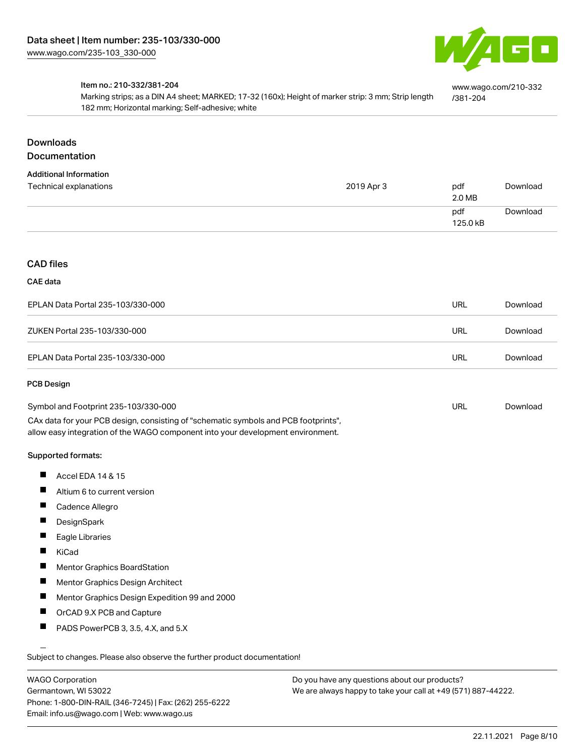| Item no.: 210-332/381-204 | |
| --- | --- |
| Marking strips; as a DIN A4 sheet; MARKED; 17-32 (160x); Height of marker strip: 3 mm; Strip length 182 mm; Horizontal marking; Self-adhesive; white | www.wago.com/210-332/381-204 |

## Downloads

### Documentation

**Additional Information**

| | | | |
| --- | --- | --- | --- |
| Technical explanations | 2019 Apr 3 | pdf 2.0 MB | Download |
| | | pdf 125.0 kB | Download |

### CAD files

**CAE data**

| | | |
| --- | --- | --- |
| EPLAN Data Portal 235-103/330-000 | URL | Download |
| ZUKEN Portal 235-103/330-000 | URL | Download |
| EPLAN Data Portal 235-103/330-000 | URL | Download |

**PCB Design**

| | | |
| --- | --- | --- |
| Symbol and Footprint 235-103/330-000 | URL | Download |

CAx data for your PCB design, consisting of "schematic symbols and PCB footprints", allow easy integration of the WAGO component into your development environment.

**Supported formats:**

- Accel EDA 14 & 15
- Altium 6 to current version
- Cadence Allegro
- DesignSpark
- Eagle Libraries
- KiCad
- Mentor Graphics BoardStation
- Mentor Graphics Design Architect
- Mentor Graphics Design Expedition 99 and 2000
- OrCAD 9.X PCB and Capture
- PADS PowerPCB 3, 3.5, 4.X, and 5.X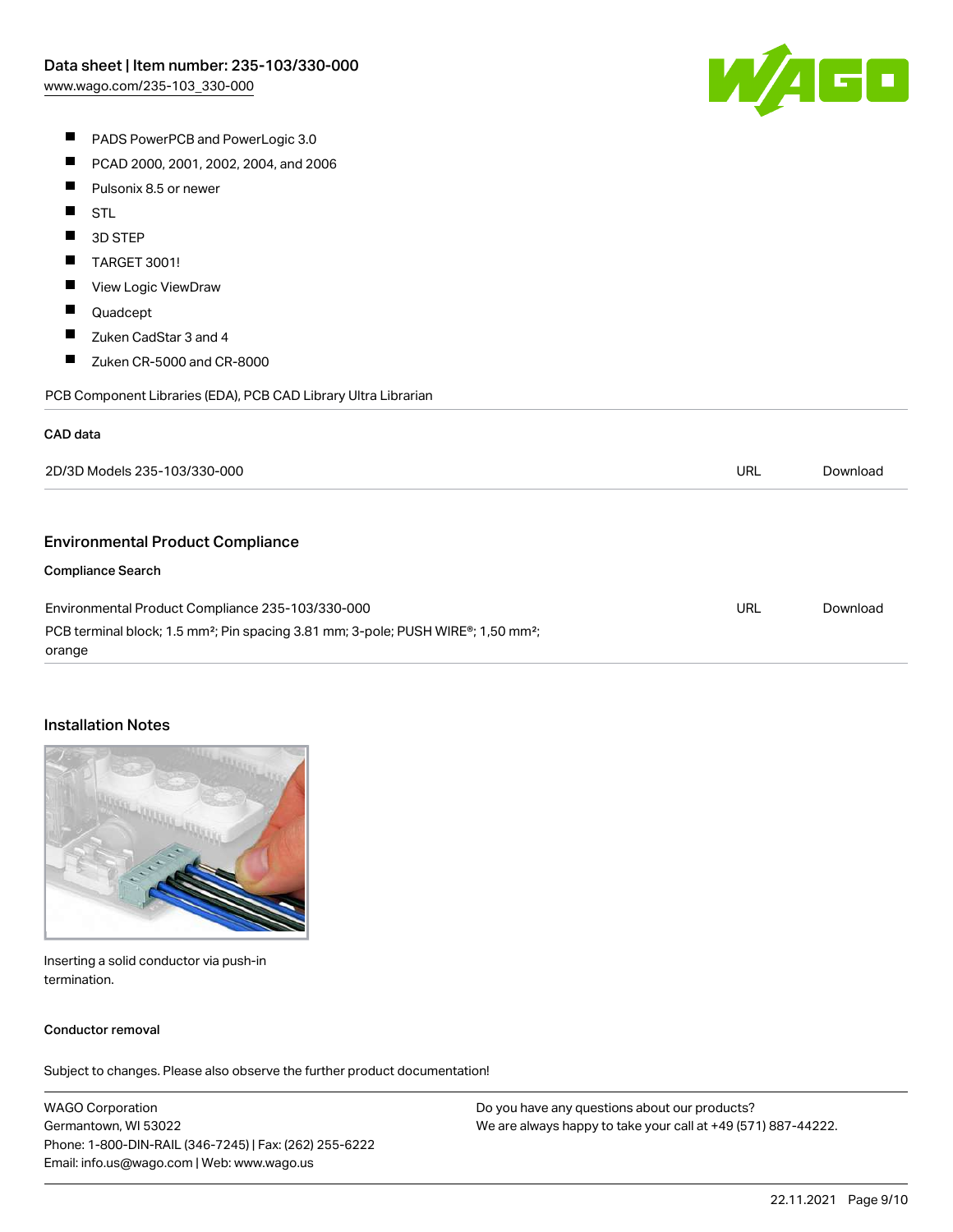- PADS PowerPCB and PowerLogic 3.0
- PCAD 2000, 2001, 2002, 2004, and 2006
- Pulsonix 8.5 or newer
- STL
- 3D STEP
- TARGET 3001!
- View Logic ViewDraw
- Quadcept
- Zuken CadStar 3 and 4
- Zuken CR-5000 and CR-8000

PCB Component Libraries (EDA), PCB CAD Library Ultra Librarian

**CAD data**

| | | |
|---|---|---|
| 2D/3D Models 235-103/330-000 | URL | Download |

## Environmental Product Compliance

**Compliance Search**

| | | |
|---|---|---|
| Environmental Product Compliance 235-103/330-000<br>PCB terminal block; 1.5 mm²; Pin spacing 3.81 mm; 3-pole; PUSH WIRE®; 1,50 mm²; orange | URL | Download |

## Installation Notes

Inserting a solid conductor via push-in termination.

**Conductor removal**

Subject to changes. Please also observe the further product documentation!

WAGO Corporation
Germantown, WI 53022
Phone: 1-800-DIN-RAIL (346-7245) | Fax: (262) 255-6222
Email: info.us@wago.com | Web: www.wago.us

Do you have any questions about our products?
We are always happy to take your call at +49 (571) 887-44222.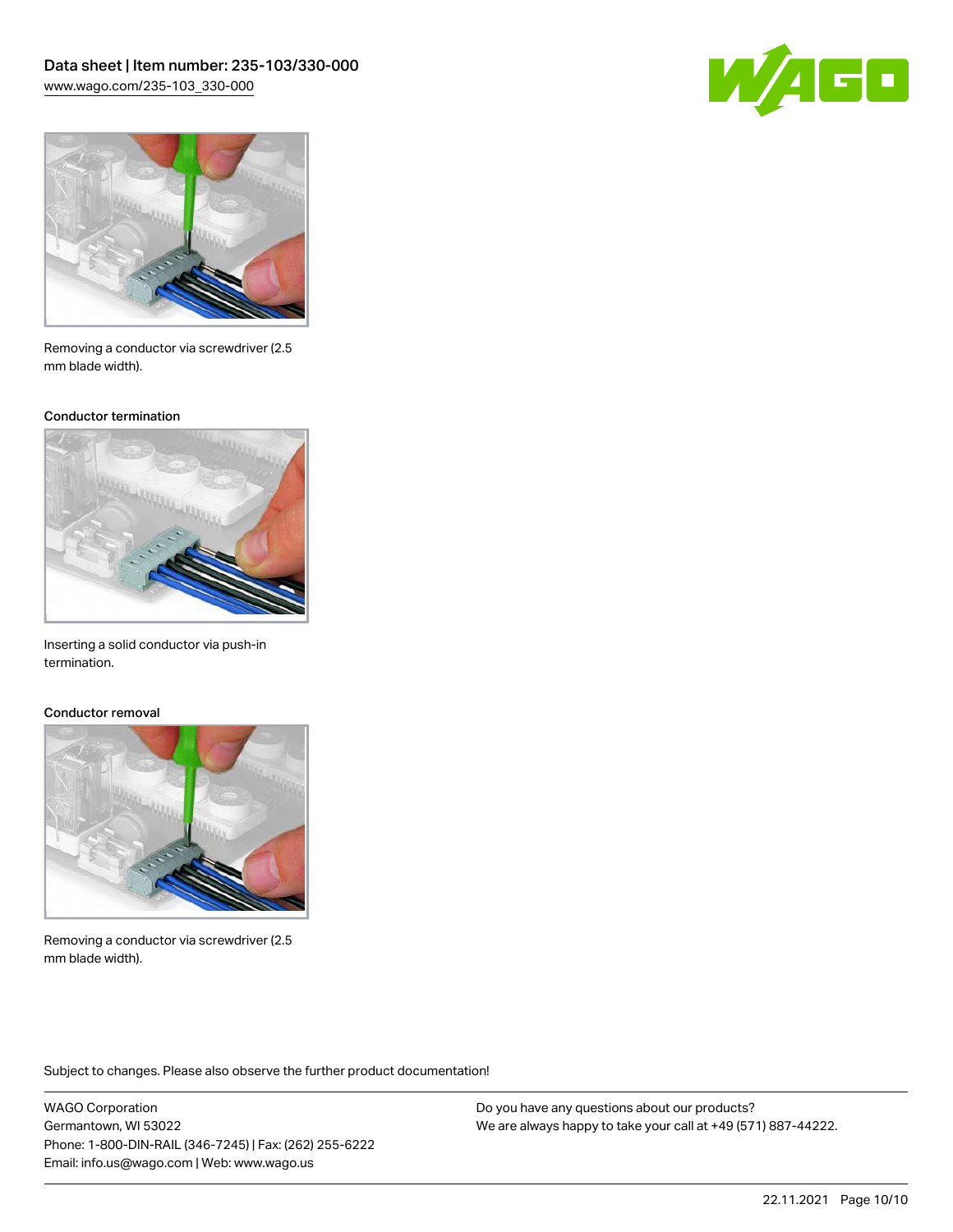Removing a conductor via screwdriver (2.5 mm blade width).

Conductor termination

Inserting a solid conductor via push-in termination.

Conductor removal

Removing a conductor via screwdriver (2.5 mm blade width).

Subject to changes. Please also observe the further product documentation!

WAGO Corporation
Germantown, WI 53022
Phone: 1-800-DIN-RAIL (346-7245) | Fax: (262) 255-6222
Email: info.us@wago.com | Web: www.wago.us

Do you have any questions about our products?
We are always happy to take your call at +49 (571) 887-44222.